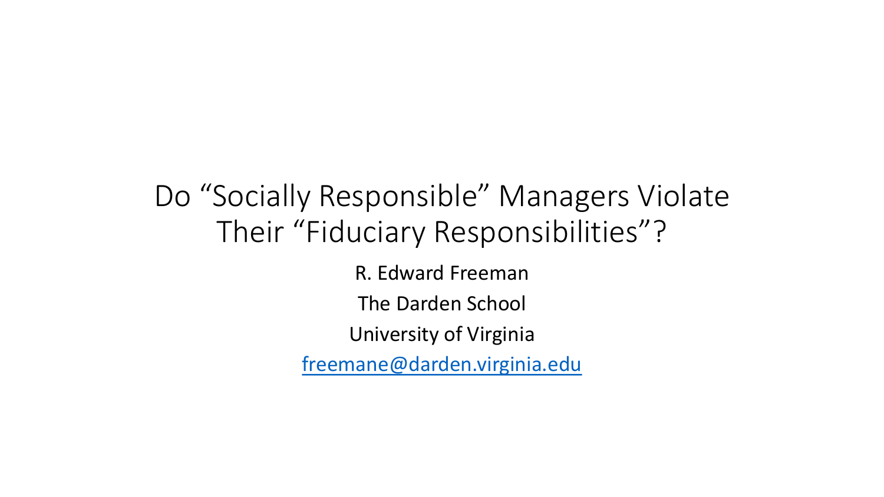# Do “Socially Responsible” Managers Violate Their “Fiduciary Responsibilities”?

R. Edward Freeman

The Darden School

University of Virginia

freemane@darden.virginia.edu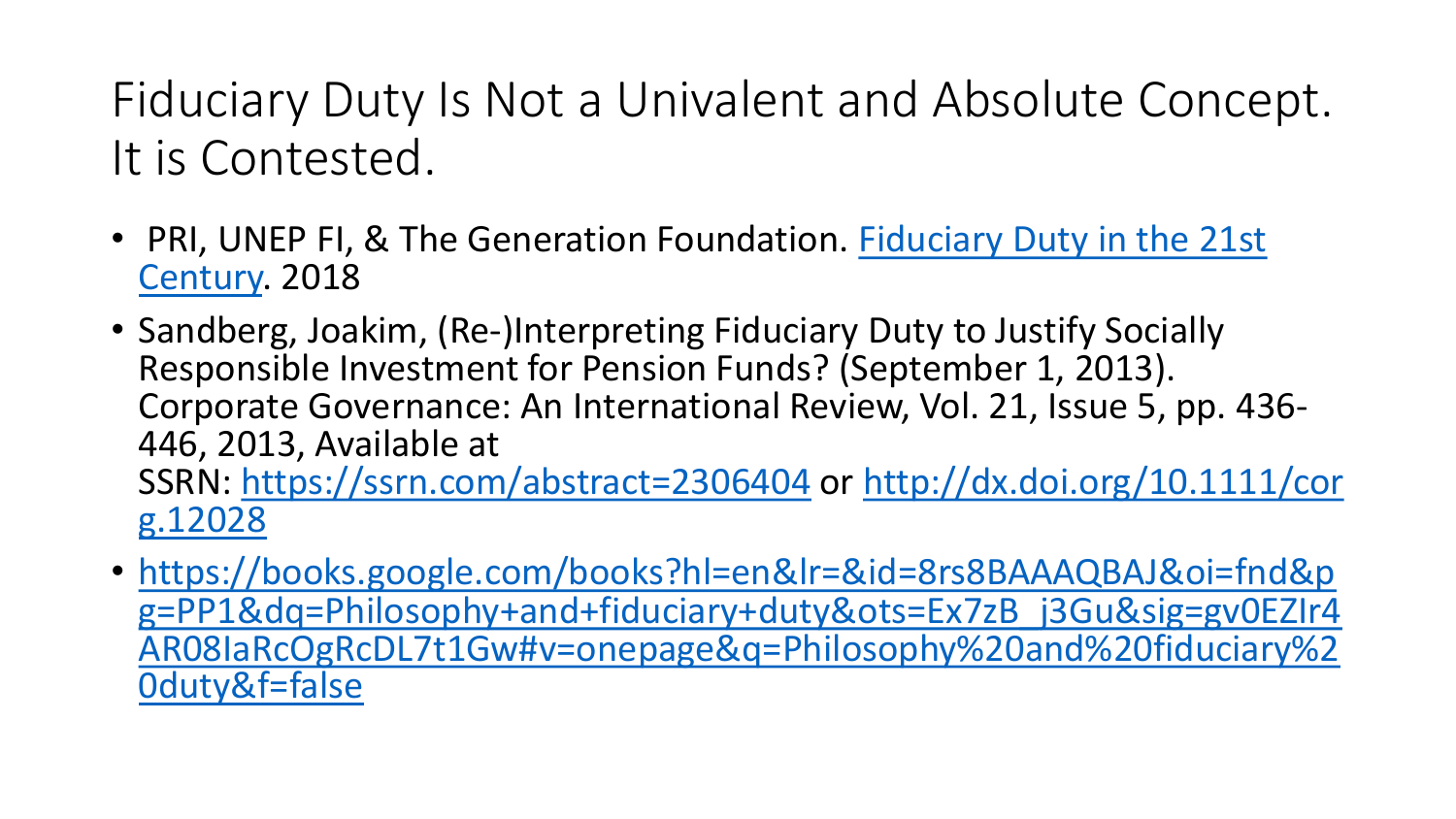# Fiduciary Duty Is Not a Univalent and Absolute Concept. It is Contested.

- PRI, UNEP FI, & The Generation Foundation. [Fiduciary Duty in the 21st Century](). 2018
- Sandberg, Joakim, (Re-)Interpreting Fiduciary Duty to Justify Socially Responsible Investment for Pension Funds? (September 1, 2013). Corporate Governance: An International Review, Vol. 21, Issue 5, pp. 436-446, 2013, Available at SSRN: https://ssrn.com/abstract=2306404 or http://dx.doi.org/10.1111/corg.12028
- https://books.google.com/books?hl=en&lr=&id=8rs8BAAAQBAJ&oi=fnd&pg=PP1&dq=Philosophy+and+fiduciary+duty&ots=Ex7zB_j3Gu&sig=gv0EZIr4AR08IaRcOgRcDL7t1Gw#v=onepage&q=Philosophy%20and%20fiduciary%20duty&f=false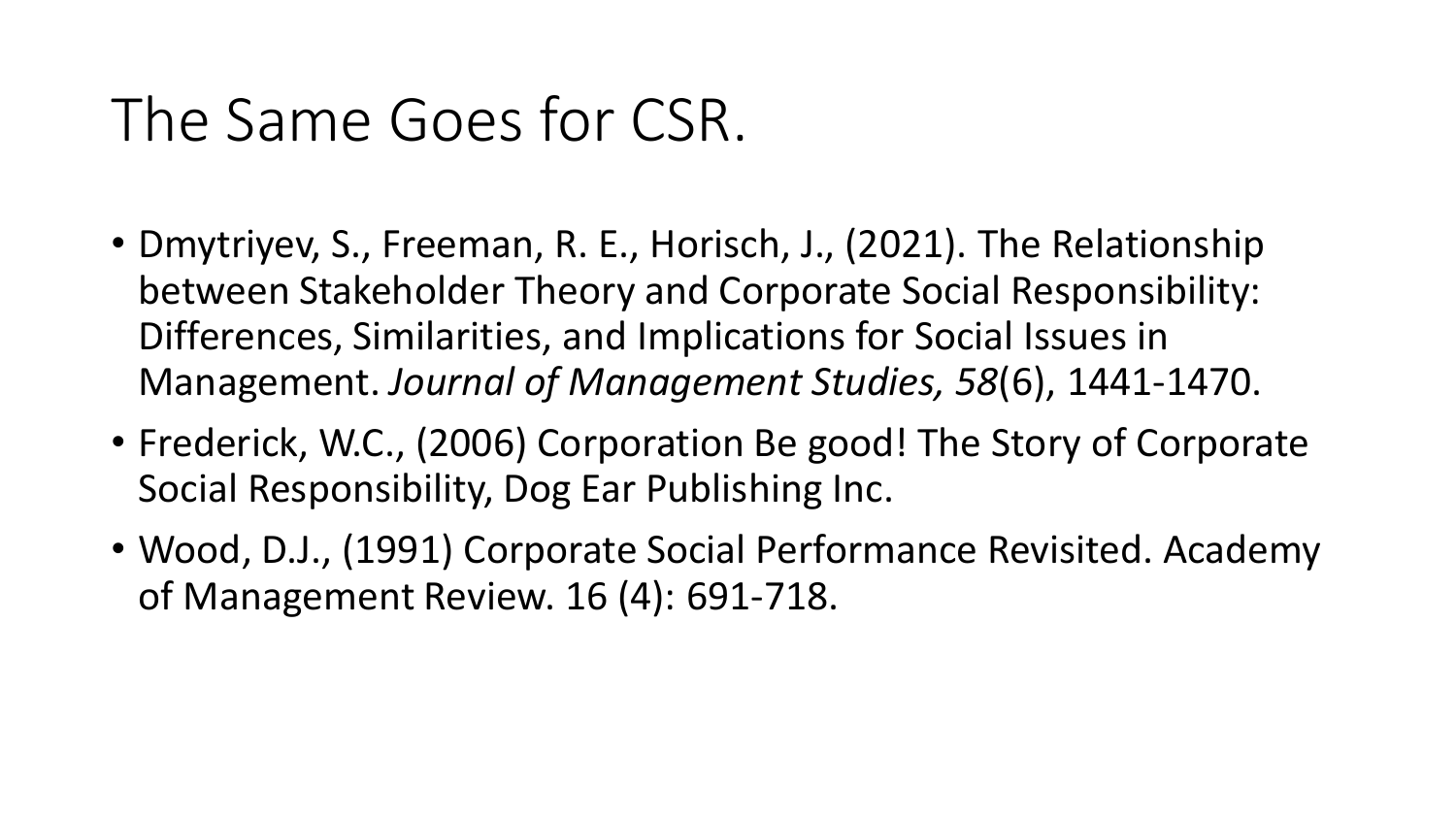# The Same Goes for CSR.

- Dmytriyev, S., Freeman, R. E., Horisch, J., (2021). The Relationship between Stakeholder Theory and Corporate Social Responsibility: Differences, Similarities, and Implications for Social Issues in Management. *Journal of Management Studies, 58*(6), 1441-1470.
- Frederick, W.C., (2006) Corporation Be good! The Story of Corporate Social Responsibility, Dog Ear Publishing Inc.
- Wood, D.J., (1991) Corporate Social Performance Revisited. Academy of Management Review. 16 (4): 691-718.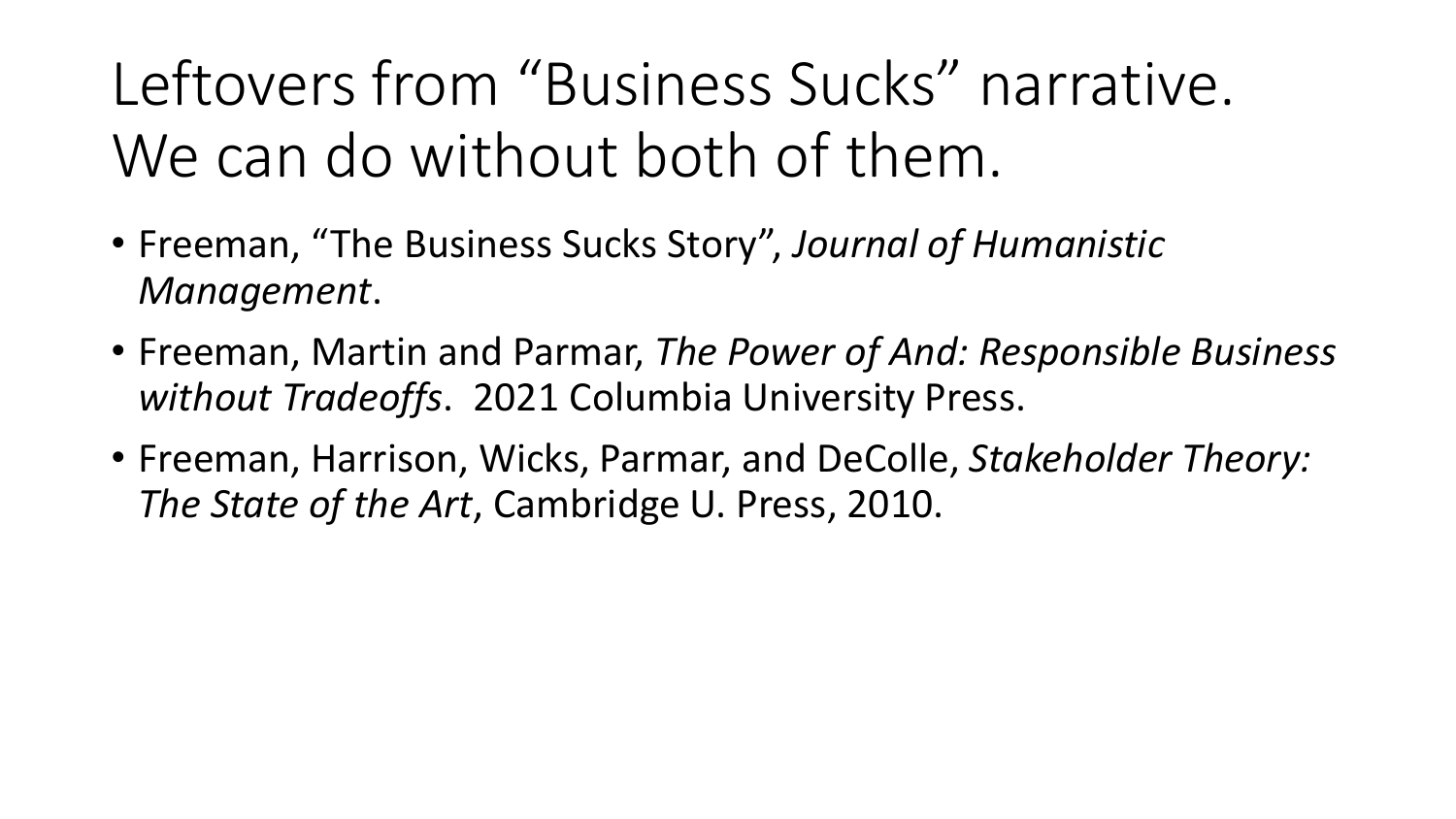# Leftovers from "Business Sucks" narrative. We can do without both of them.

- Freeman, "The Business Sucks Story", *Journal of Humanistic Management*.
- Freeman, Martin and Parmar, *The Power of And: Responsible Business without Tradeoffs*. 2021 Columbia University Press.
- Freeman, Harrison, Wicks, Parmar, and DeColle, *Stakeholder Theory: The State of the Art*, Cambridge U. Press, 2010.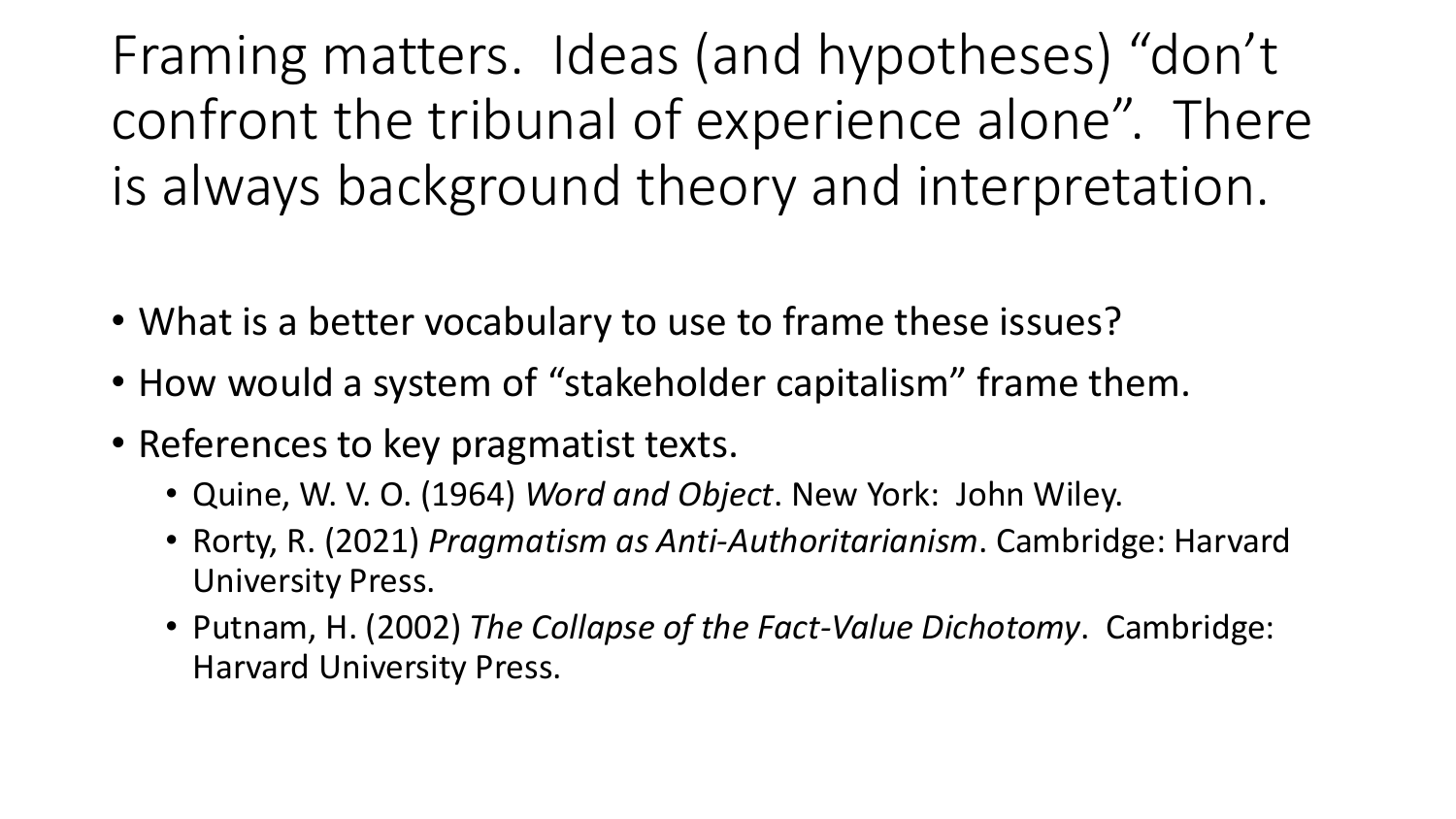# Framing matters. Ideas (and hypotheses) "don't confront the tribunal of experience alone". There is always background theory and interpretation.

- What is a better vocabulary to use to frame these issues?
- How would a system of "stakeholder capitalism" frame them.
- References to key pragmatist texts.
  - Quine, W. V. O. (1964) *Word and Object*. New York: John Wiley.
  - Rorty, R. (2021) *Pragmatism as Anti-Authoritarianism*. Cambridge: Harvard University Press.
  - Putnam, H. (2002) *The Collapse of the Fact-Value Dichotomy*. Cambridge: Harvard University Press.